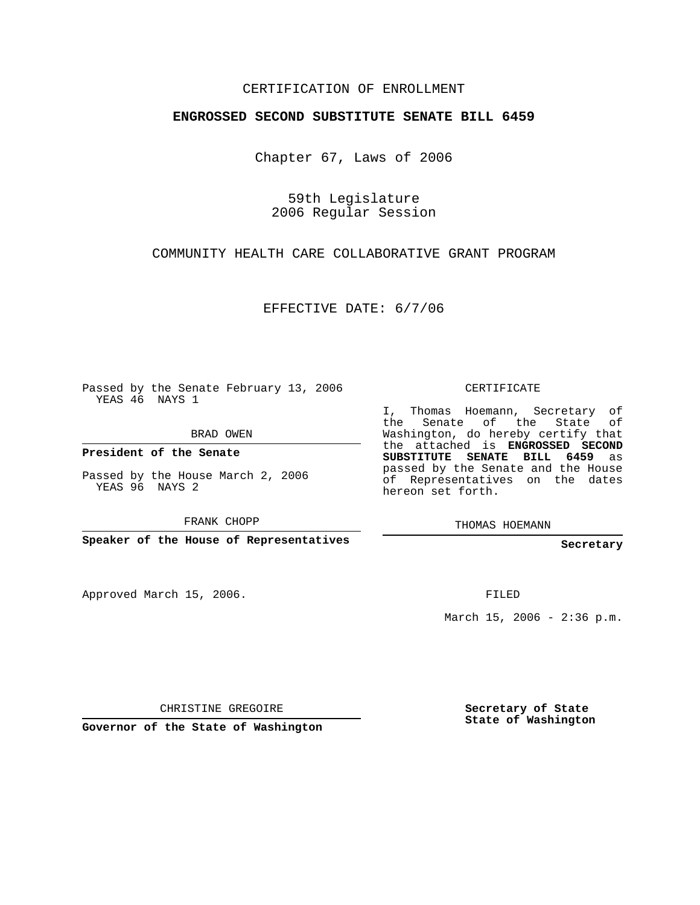CERTIFICATION OF ENROLLMENT

**ENGROSSED SECOND SUBSTITUTE SENATE BILL 6459**

Chapter 67, Laws of 2006

59th Legislature
2006 Regular Session

COMMUNITY HEALTH CARE COLLABORATIVE GRANT PROGRAM

EFFECTIVE DATE: 6/7/06

Passed by the Senate February 13, 2006
YEAS 46 NAYS 1

BRAD OWEN

**President of the Senate**

Passed by the House March 2, 2006
YEAS 96 NAYS 2

FRANK CHOPP

**Speaker of the House of Representatives**

Approved March 15, 2006.

CHRISTINE GREGOIRE

**Governor of the State of Washington**

CERTIFICATE

I, Thomas Hoemann, Secretary of the Senate of the State of Washington, do hereby certify that the attached is **ENGROSSED SECOND SUBSTITUTE SENATE BILL 6459** as passed by the Senate and the House of Representatives on the dates hereon set forth.

THOMAS HOEMANN

**Secretary**

FILED

March 15, 2006 - 2:36 p.m.

**Secretary of State**
**State of Washington**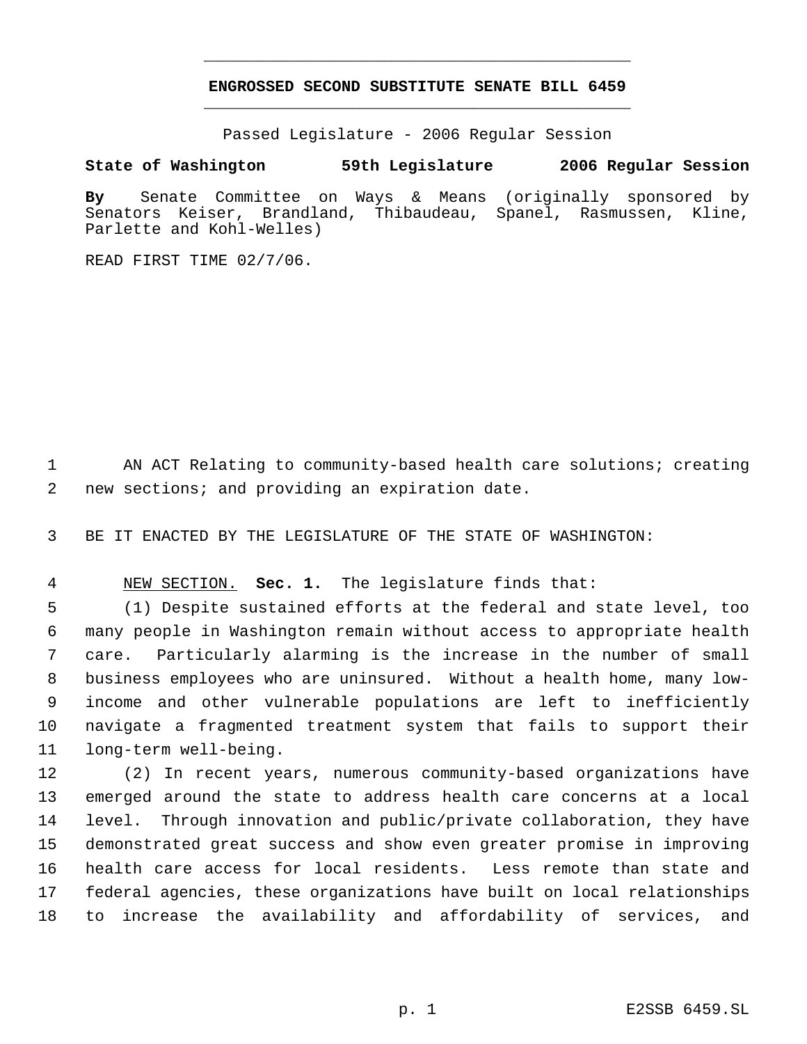**ENGROSSED SECOND SUBSTITUTE SENATE BILL 6459**

Passed Legislature - 2006 Regular Session

**State of Washington 59th Legislature 2006 Regular Session**

**By** Senate Committee on Ways & Means (originally sponsored by Senators Keiser, Brandland, Thibaudeau, Spanel, Rasmussen, Kline, Parlette and Kohl-Welles)

READ FIRST TIME 02/7/06.

AN ACT Relating to community-based health care solutions; creating new sections; and providing an expiration date.

BE IT ENACTED BY THE LEGISLATURE OF THE STATE OF WASHINGTON:

NEW SECTION. **Sec. 1.** The legislature finds that:

(1) Despite sustained efforts at the federal and state level, too many people in Washington remain without access to appropriate health care. Particularly alarming is the increase in the number of small business employees who are uninsured. Without a health home, many low-income and other vulnerable populations are left to inefficiently navigate a fragmented treatment system that fails to support their long-term well-being.

(2) In recent years, numerous community-based organizations have emerged around the state to address health care concerns at a local level. Through innovation and public/private collaboration, they have demonstrated great success and show even greater promise in improving health care access for local residents. Less remote than state and federal agencies, these organizations have built on local relationships to increase the availability and affordability of services, and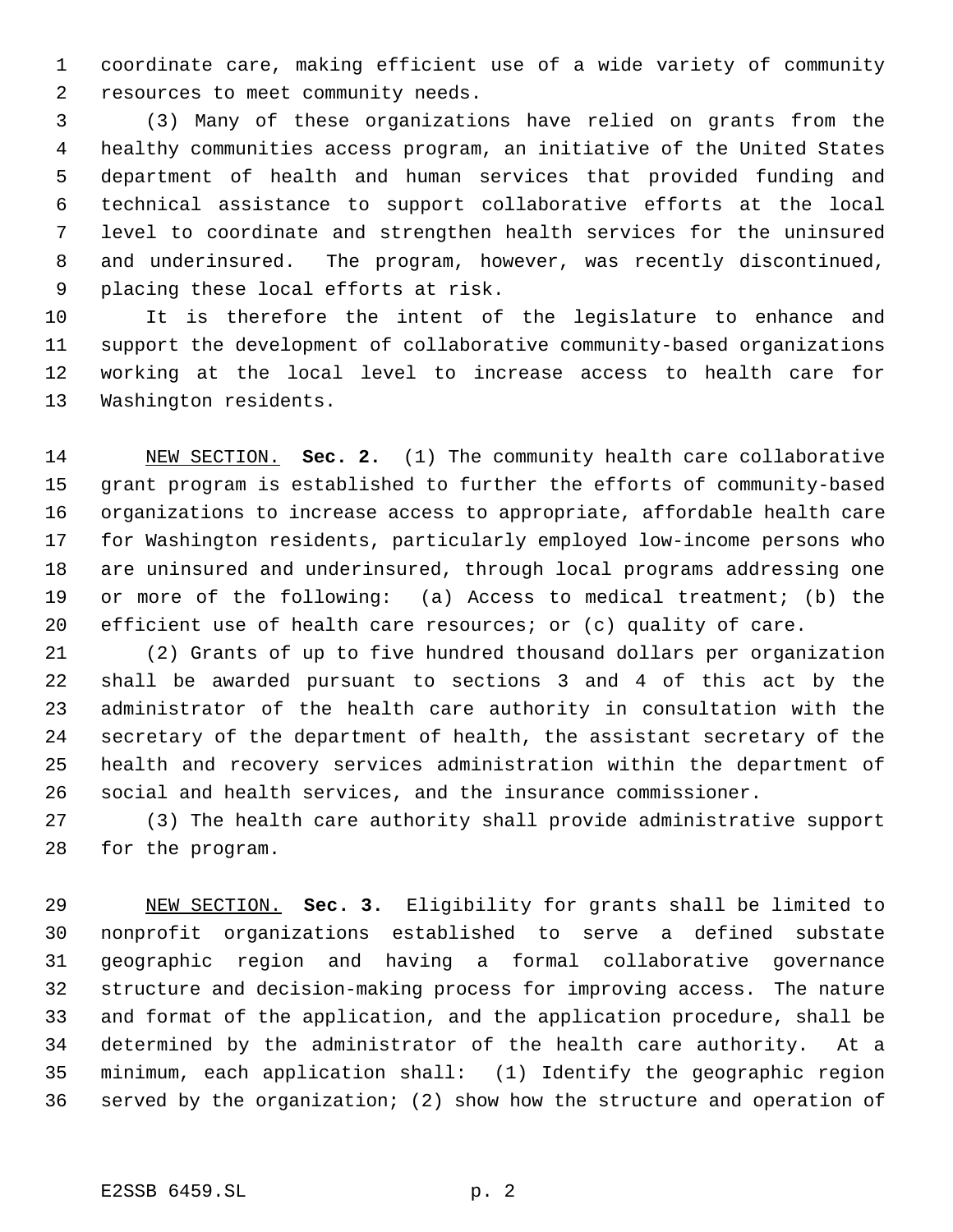coordinate care, making efficient use of a wide variety of community resources to meet community needs.

(3) Many of these organizations have relied on grants from the healthy communities access program, an initiative of the United States department of health and human services that provided funding and technical assistance to support collaborative efforts at the local level to coordinate and strengthen health services for the uninsured and underinsured. The program, however, was recently discontinued, placing these local efforts at risk.

It is therefore the intent of the legislature to enhance and support the development of collaborative community-based organizations working at the local level to increase access to health care for Washington residents.

NEW SECTION. **Sec. 2.** (1) The community health care collaborative grant program is established to further the efforts of community-based organizations to increase access to appropriate, affordable health care for Washington residents, particularly employed low-income persons who are uninsured and underinsured, through local programs addressing one or more of the following: (a) Access to medical treatment; (b) the efficient use of health care resources; or (c) quality of care.

(2) Grants of up to five hundred thousand dollars per organization shall be awarded pursuant to sections 3 and 4 of this act by the administrator of the health care authority in consultation with the secretary of the department of health, the assistant secretary of the health and recovery services administration within the department of social and health services, and the insurance commissioner.

(3) The health care authority shall provide administrative support for the program.

NEW SECTION. **Sec. 3.** Eligibility for grants shall be limited to nonprofit organizations established to serve a defined substate geographic region and having a formal collaborative governance structure and decision-making process for improving access. The nature and format of the application, and the application procedure, shall be determined by the administrator of the health care authority. At a minimum, each application shall: (1) Identify the geographic region served by the organization; (2) show how the structure and operation of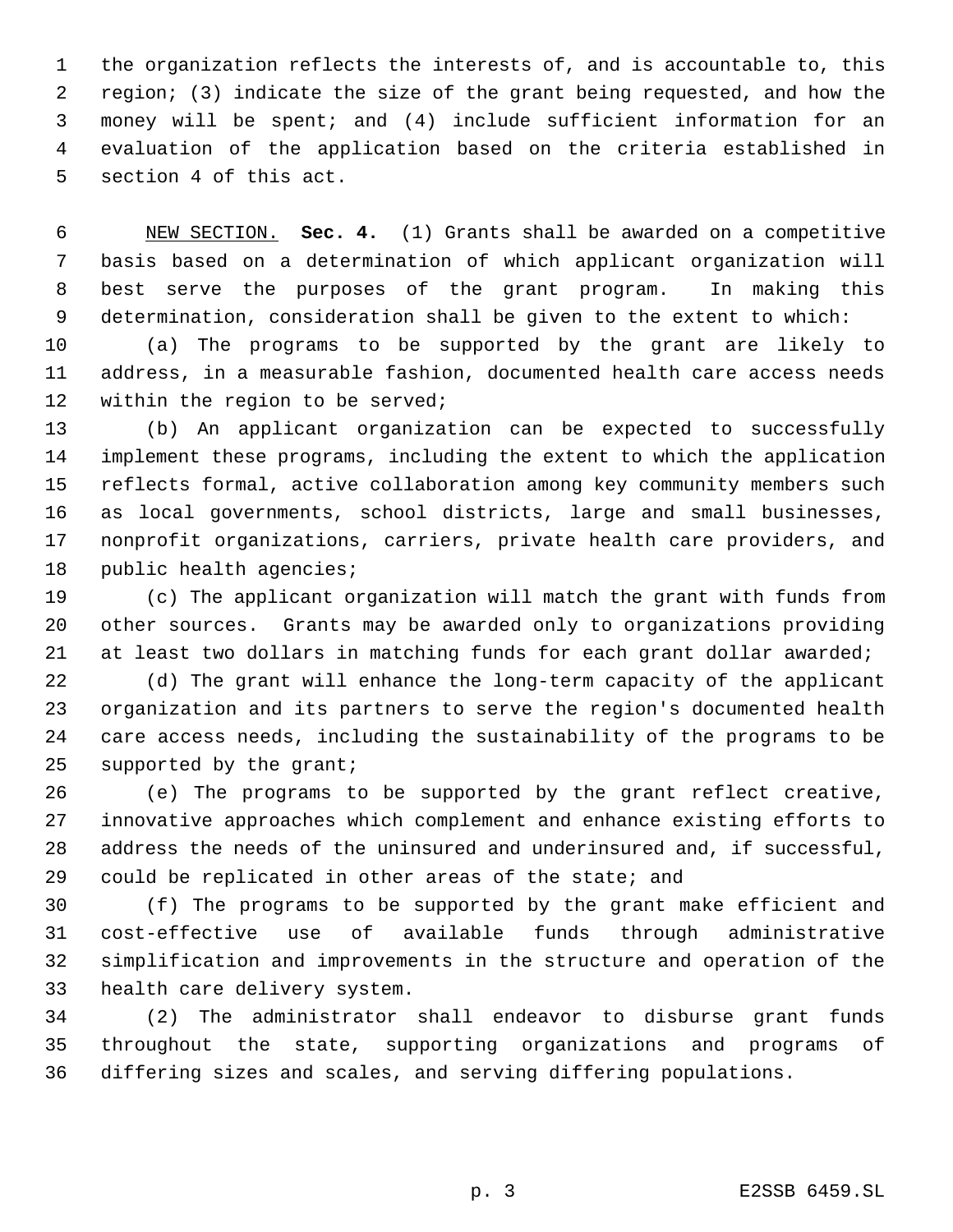the organization reflects the interests of, and is accountable to, this region; (3) indicate the size of the grant being requested, and how the money will be spent; and (4) include sufficient information for an evaluation of the application based on the criteria established in section 4 of this act.

NEW SECTION. **Sec. 4.** (1) Grants shall be awarded on a competitive basis based on a determination of which applicant organization will best serve the purposes of the grant program. In making this determination, consideration shall be given to the extent to which:

(a) The programs to be supported by the grant are likely to address, in a measurable fashion, documented health care access needs within the region to be served;

(b) An applicant organization can be expected to successfully implement these programs, including the extent to which the application reflects formal, active collaboration among key community members such as local governments, school districts, large and small businesses, nonprofit organizations, carriers, private health care providers, and public health agencies;

(c) The applicant organization will match the grant with funds from other sources. Grants may be awarded only to organizations providing at least two dollars in matching funds for each grant dollar awarded;

(d) The grant will enhance the long-term capacity of the applicant organization and its partners to serve the region's documented health care access needs, including the sustainability of the programs to be supported by the grant;

(e) The programs to be supported by the grant reflect creative, innovative approaches which complement and enhance existing efforts to address the needs of the uninsured and underinsured and, if successful, could be replicated in other areas of the state; and

(f) The programs to be supported by the grant make efficient and cost-effective use of available funds through administrative simplification and improvements in the structure and operation of the health care delivery system.

(2) The administrator shall endeavor to disburse grant funds throughout the state, supporting organizations and programs of differing sizes and scales, and serving differing populations.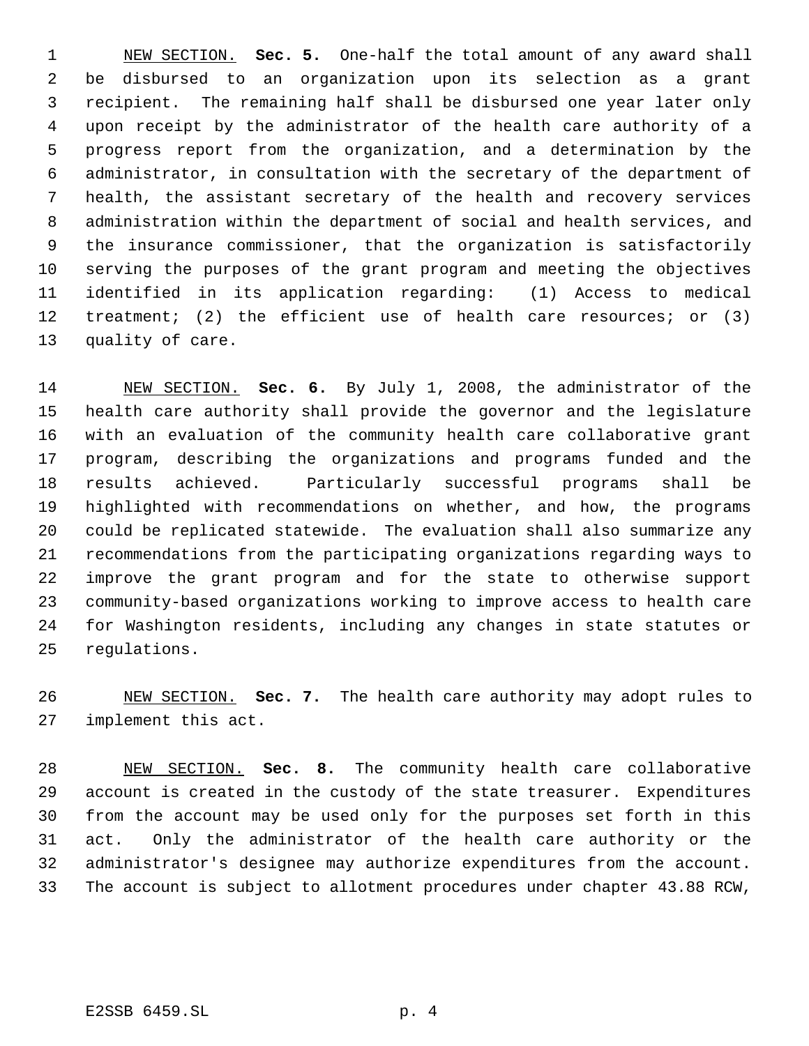NEW SECTION. **Sec. 5.** One-half the total amount of any award shall be disbursed to an organization upon its selection as a grant recipient. The remaining half shall be disbursed one year later only upon receipt by the administrator of the health care authority of a progress report from the organization, and a determination by the administrator, in consultation with the secretary of the department of health, the assistant secretary of the health and recovery services administration within the department of social and health services, and the insurance commissioner, that the organization is satisfactorily serving the purposes of the grant program and meeting the objectives identified in its application regarding: (1) Access to medical treatment; (2) the efficient use of health care resources; or (3) quality of care.

NEW SECTION. **Sec. 6.** By July 1, 2008, the administrator of the health care authority shall provide the governor and the legislature with an evaluation of the community health care collaborative grant program, describing the organizations and programs funded and the results achieved. Particularly successful programs shall be highlighted with recommendations on whether, and how, the programs could be replicated statewide. The evaluation shall also summarize any recommendations from the participating organizations regarding ways to improve the grant program and for the state to otherwise support community-based organizations working to improve access to health care for Washington residents, including any changes in state statutes or regulations.

NEW SECTION. **Sec. 7.** The health care authority may adopt rules to implement this act.

NEW SECTION. **Sec. 8.** The community health care collaborative account is created in the custody of the state treasurer. Expenditures from the account may be used only for the purposes set forth in this act. Only the administrator of the health care authority or the administrator's designee may authorize expenditures from the account. The account is subject to allotment procedures under chapter 43.88 RCW,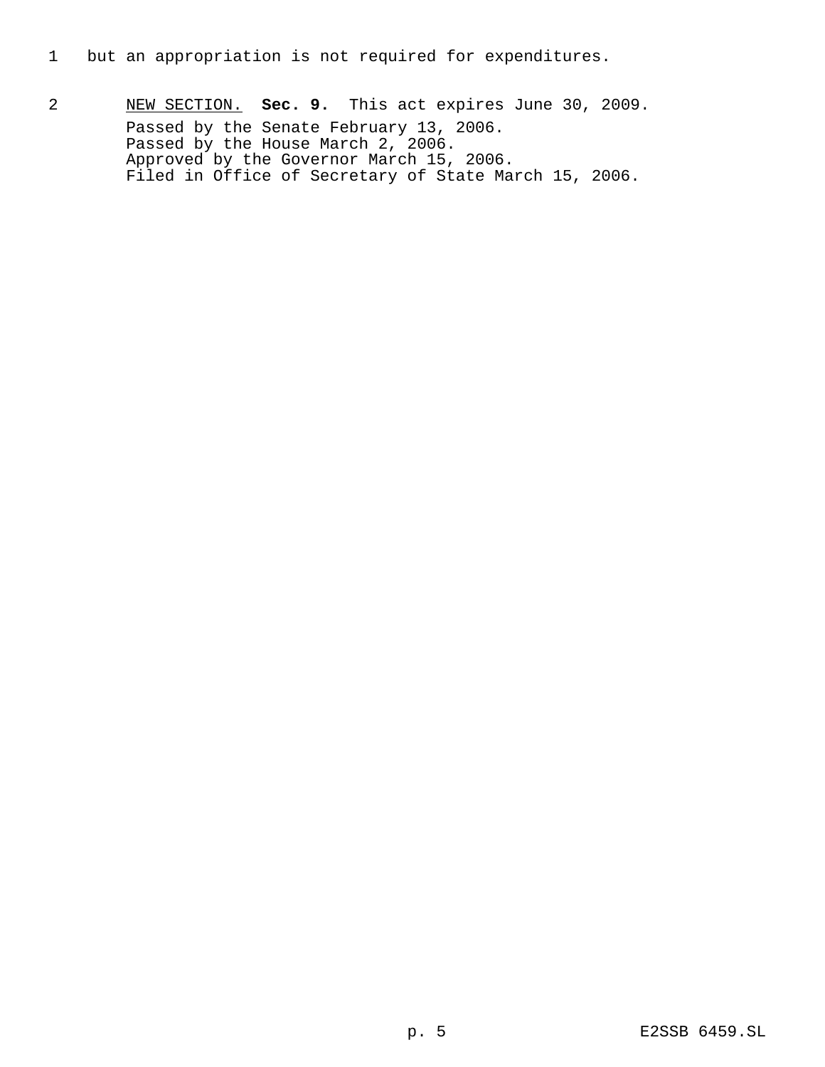but an appropriation is not required for expenditures.

NEW SECTION. **Sec. 9.** This act expires June 30, 2009.

Passed by the Senate February 13, 2006.
Passed by the House March 2, 2006.
Approved by the Governor March 15, 2006.
Filed in Office of Secretary of State March 15, 2006.